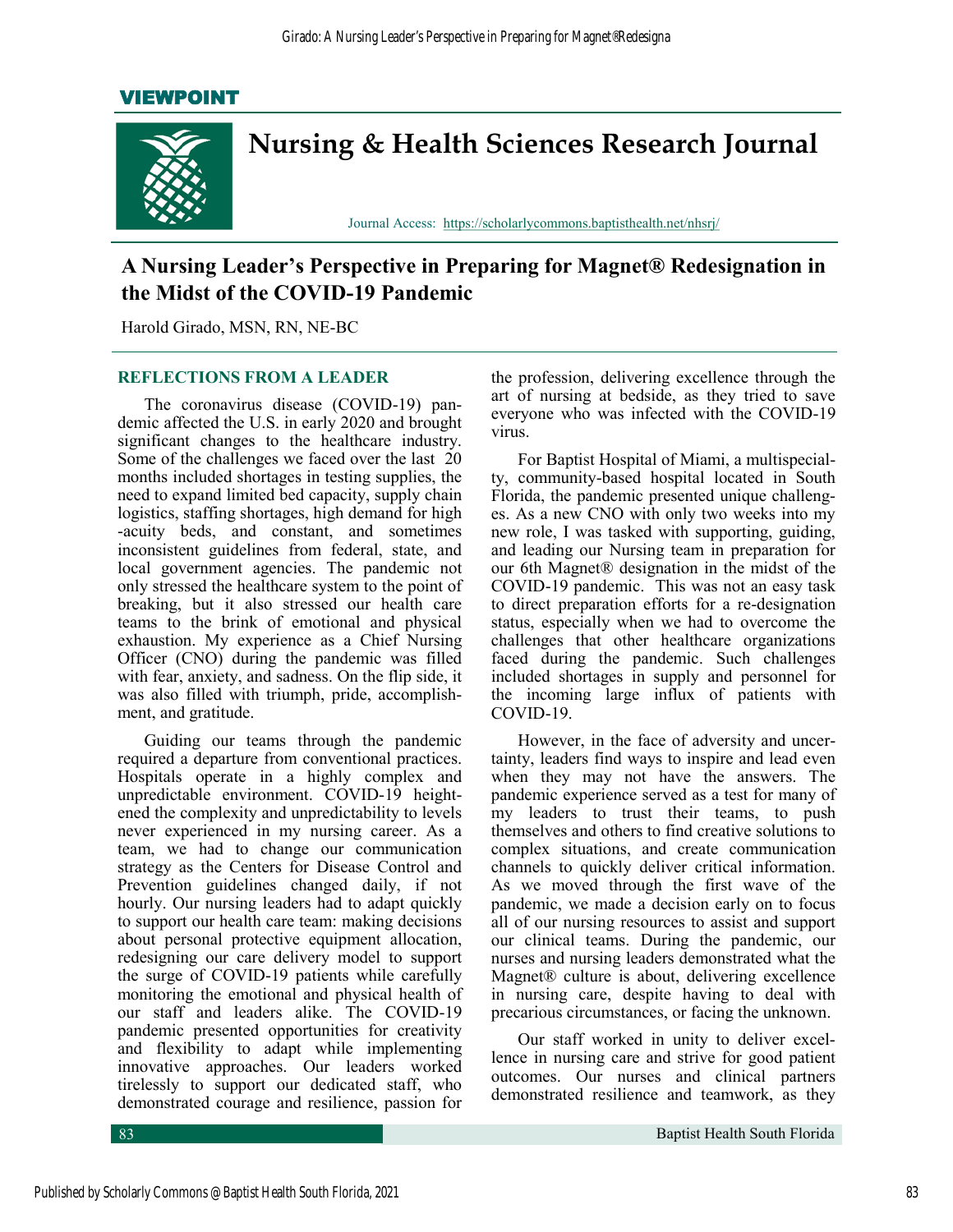VIEWPOINT

# Nursing & Health Sciences Research Journal

Journal Access: https://scholarlycommons.baptisthealth.net/nhsrj/

## A Nursing Leader's Perspective in Preparing for Magnet® Redesignation in the Midst of the COVID-19 Pandemic

Harold Girado, MSN, RN, NE-BC

### REFLECTIONS FROM A LEADER

The coronavirus disease (COVID-19) pandemic affected the U.S. in early 2020 and brought significant changes to the healthcare industry. Some of the challenges we faced over the last 20 months included shortages in testing supplies, the need to expand limited bed capacity, supply chain logistics, staffing shortages, high demand for high-acuity beds, and constant, and sometimes inconsistent guidelines from federal, state, and local government agencies. The pandemic not only stressed the healthcare system to the point of breaking, but it also stressed our health care teams to the brink of emotional and physical exhaustion. My experience as a Chief Nursing Officer (CNO) during the pandemic was filled with fear, anxiety, and sadness. On the flip side, it was also filled with triumph, pride, accomplishment, and gratitude.

Guiding our teams through the pandemic required a departure from conventional practices. Hospitals operate in a highly complex and unpredictable environment. COVID-19 heightened the complexity and unpredictability to levels never experienced in my nursing career. As a team, we had to change our communication strategy as the Centers for Disease Control and Prevention guidelines changed daily, if not hourly. Our nursing leaders had to adapt quickly to support our health care team: making decisions about personal protective equipment allocation, redesigning our care delivery model to support the surge of COVID-19 patients while carefully monitoring the emotional and physical health of our staff and leaders alike. The COVID-19 pandemic presented opportunities for creativity and flexibility to adapt while implementing innovative approaches. Our leaders worked tirelessly to support our dedicated staff, who demonstrated courage and resilience, passion for the profession, delivering excellence through the art of nursing at bedside, as they tried to save everyone who was infected with the COVID-19 virus.

For Baptist Hospital of Miami, a multispecialty, community-based hospital located in South Florida, the pandemic presented unique challenges. As a new CNO with only two weeks into my new role, I was tasked with supporting, guiding, and leading our Nursing team in preparation for our 6th Magnet® designation in the midst of the COVID-19 pandemic. This was not an easy task to direct preparation efforts for a re-designation status, especially when we had to overcome the challenges that other healthcare organizations faced during the pandemic. Such challenges included shortages in supply and personnel for the incoming large influx of patients with COVID-19.

However, in the face of adversity and uncertainty, leaders find ways to inspire and lead even when they may not have the answers. The pandemic experience served as a test for many of my leaders to trust their teams, to push themselves and others to find creative solutions to complex situations, and create communication channels to quickly deliver critical information. As we moved through the first wave of the pandemic, we made a decision early on to focus all of our nursing resources to assist and support our clinical teams. During the pandemic, our nurses and nursing leaders demonstrated what the Magnet® culture is about, delivering excellence in nursing care, despite having to deal with precarious circumstances, or facing the unknown.

Our staff worked in unity to deliver excellence in nursing care and strive for good patient outcomes. Our nurses and clinical partners demonstrated resilience and teamwork, as they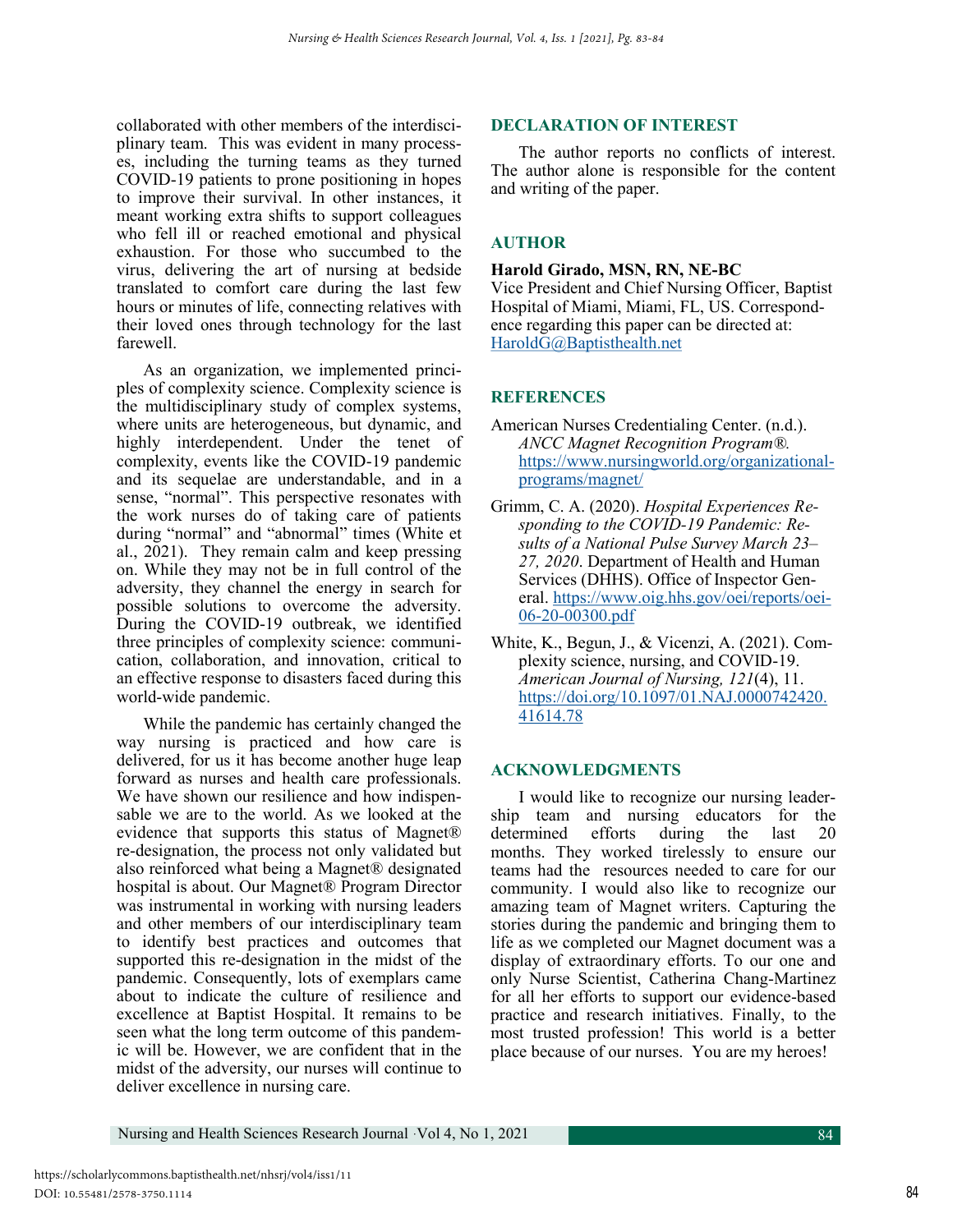collaborated with other members of the interdisciplinary team. This was evident in many processes, including the turning teams as they turned COVID-19 patients to prone positioning in hopes to improve their survival. In other instances, it meant working extra shifts to support colleagues who fell ill or reached emotional and physical exhaustion. For those who succumbed to the virus, delivering the art of nursing at bedside translated to comfort care during the last few hours or minutes of life, connecting relatives with their loved ones through technology for the last farewell.

As an organization, we implemented principles of complexity science. Complexity science is the multidisciplinary study of complex systems, where units are heterogeneous, but dynamic, and highly interdependent. Under the tenet of complexity, events like the COVID-19 pandemic and its sequelae are understandable, and in a sense, "normal". This perspective resonates with the work nurses do of taking care of patients during "normal" and "abnormal" times (White et al., 2021). They remain calm and keep pressing on. While they may not be in full control of the adversity, they channel the energy in search for possible solutions to overcome the adversity. During the COVID-19 outbreak, we identified three principles of complexity science: communication, collaboration, and innovation, critical to an effective response to disasters faced during this world-wide pandemic.

While the pandemic has certainly changed the way nursing is practiced and how care is delivered, for us it has become another huge leap forward as nurses and health care professionals. We have shown our resilience and how indispensable we are to the world. As we looked at the evidence that supports this status of Magnet® re-designation, the process not only validated but also reinforced what being a Magnet® designated hospital is about. Our Magnet® Program Director was instrumental in working with nursing leaders and other members of our interdisciplinary team to identify best practices and outcomes that supported this re-designation in the midst of the pandemic. Consequently, lots of exemplars came about to indicate the culture of resilience and excellence at Baptist Hospital. It remains to be seen what the long term outcome of this pandemic will be. However, we are confident that in the midst of the adversity, our nurses will continue to deliver excellence in nursing care.

## DECLARATION OF INTEREST

The author reports no conflicts of interest. The author alone is responsible for the content and writing of the paper.

## AUTHOR

**Harold Girado, MSN, RN, NE-BC**
Vice President and Chief Nursing Officer, Baptist Hospital of Miami, Miami, FL, US. Correspondence regarding this paper can be directed at: HaroldG@Baptisthealth.net

## REFERENCES

American Nurses Credentialing Center. (n.d.). *ANCC Magnet Recognition Program®.* https://www.nursingworld.org/organizational-programs/magnet/

Grimm, C. A. (2020). *Hospital Experiences Responding to the COVID-19 Pandemic: Results of a National Pulse Survey March 23–27, 2020*. Department of Health and Human Services (DHHS). Office of Inspector General. https://www.oig.hhs.gov/oei/reports/oei-06-20-00300.pdf

White, K., Begun, J., & Vicenzi, A. (2021). Complexity science, nursing, and COVID-19. *American Journal of Nursing, 121*(4), 11. https://doi.org/10.1097/01.NAJ.0000742420.41614.78

## ACKNOWLEDGMENTS

I would like to recognize our nursing leadership team and nursing educators for the determined efforts during the last 20 months. They worked tirelessly to ensure our teams had the resources needed to care for our community. I would also like to recognize our amazing team of Magnet writers. Capturing the stories during the pandemic and bringing them to life as we completed our Magnet document was a display of extraordinary efforts. To our one and only Nurse Scientist, Catherina Chang-Martinez for all her efforts to support our evidence-based practice and research initiatives. Finally, to the most trusted profession! This world is a better place because of our nurses. You are my heroes!